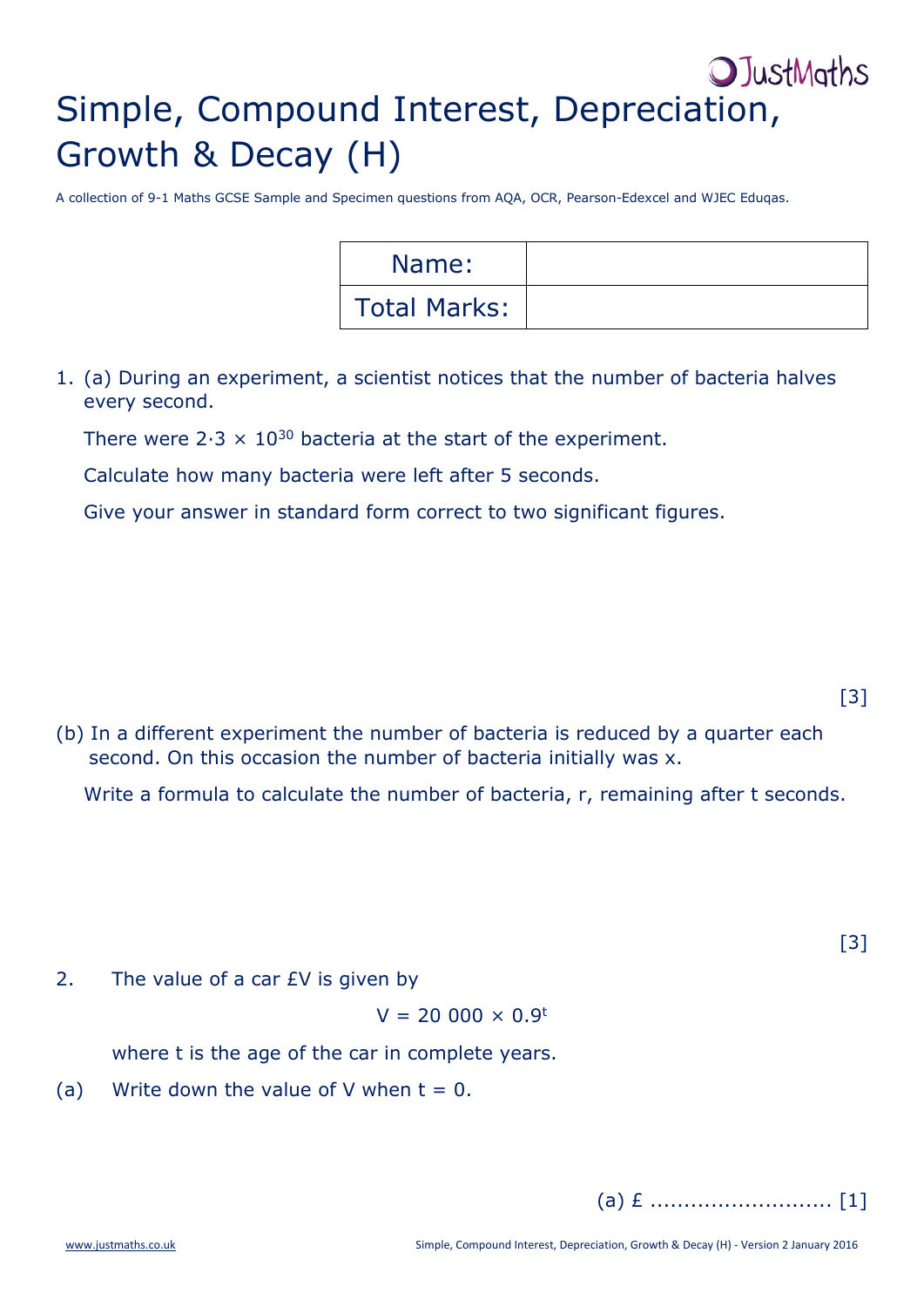# Simple, Compound Interest, Depreciation, Growth & Decay (H)

A collection of 9-1 Maths GCSE Sample and Specimen questions from AQA, OCR, Pearson-Edexcel and WJEC Eduqas.

| Name: | |
|---|---|
| Total Marks: | |

1. (a) During an experiment, a scientist notices that the number of bacteria halves every second.

   There were $2{\cdot}3 \times 10^{30}$ bacteria at the start of the experiment.

   Calculate how many bacteria were left after 5 seconds.

   Give your answer in standard form correct to two significant figures.

[3]

(b) In a different experiment the number of bacteria is reduced by a quarter each second. On this occasion the number of bacteria initially was x.

   Write a formula to calculate the number of bacteria, r, remaining after t seconds.

[3]

2. The value of a car £V is given by

$$V = 20\ 000 \times 0.9^t$$

where t is the age of the car in complete years.

(a) Write down the value of V when t = 0.

(a) £ ........................... [1]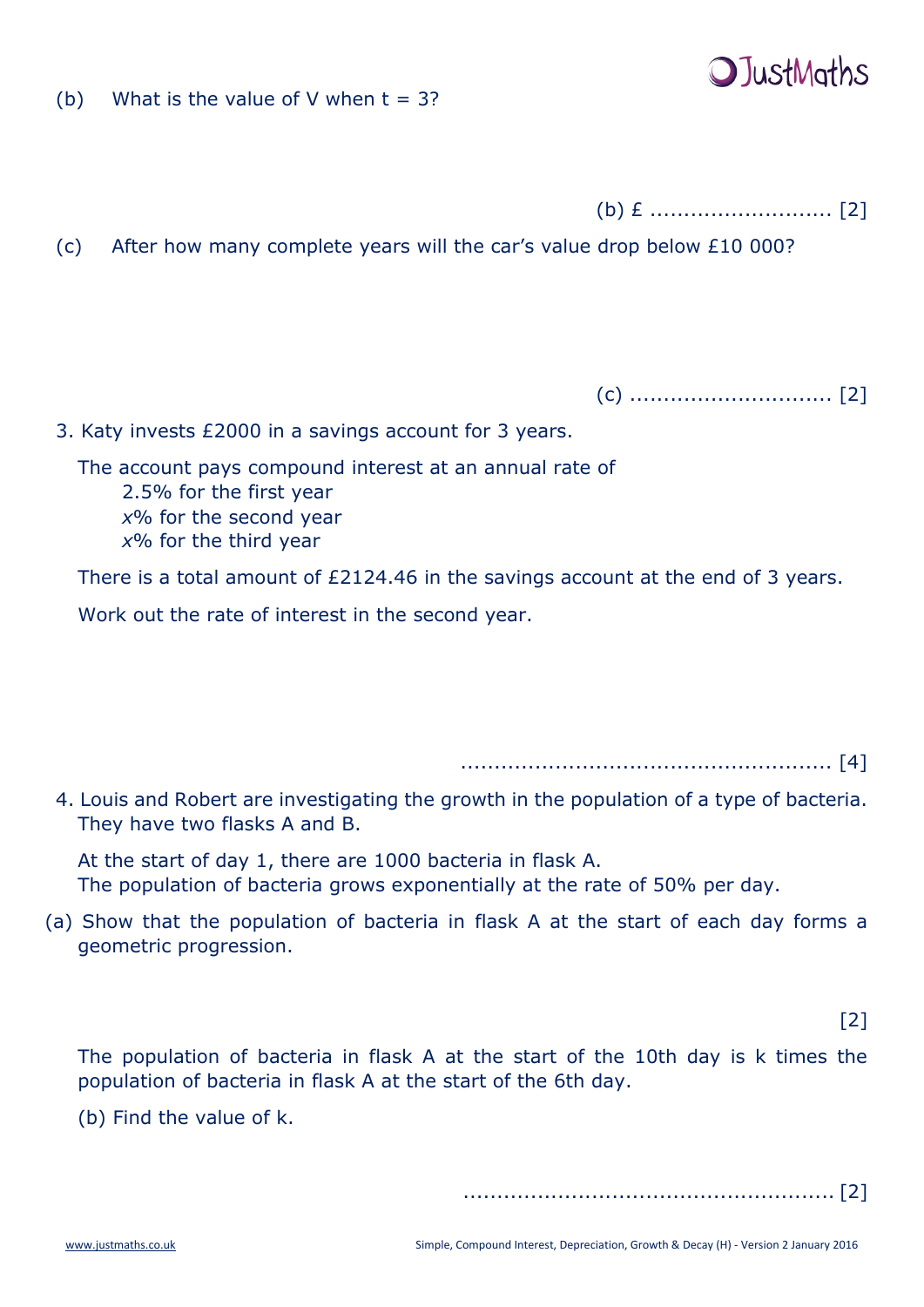(b) What is the value of $V$ when $t = 3$?

(b) £ ........................... [2]

(c) After how many complete years will the car's value drop below £10 000?

(c) .............................. [2]

3. Katy invests £2000 in a savings account for 3 years.

The account pays compound interest at an annual rate of
 2.5% for the first year
 $x$% for the second year
 $x$% for the third year

There is a total amount of £2124.46 in the savings account at the end of 3 years.

Work out the rate of interest in the second year.

....................................................... [4]

4. Louis and Robert are investigating the growth in the population of a type of bacteria. They have two flasks A and B.

At the start of day 1, there are 1000 bacteria in flask A.
The population of bacteria grows exponentially at the rate of 50% per day.

(a) Show that the population of bacteria in flask A at the start of each day forms a geometric progression.

[2]

The population of bacteria in flask A at the start of the 10th day is $k$ times the population of bacteria in flask A at the start of the 6th day.

(b) Find the value of $k$.

....................................................... [2]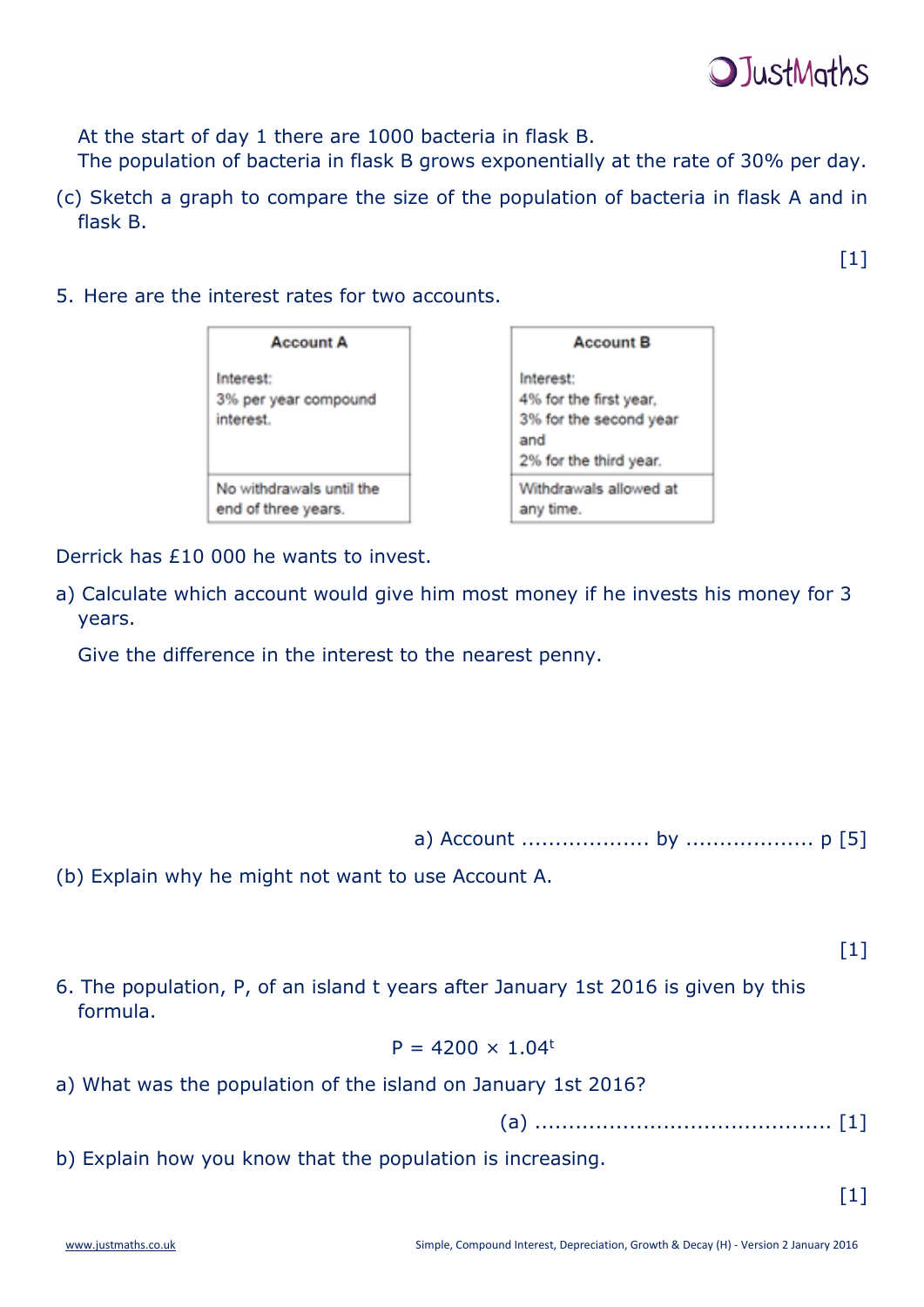At the start of day 1 there are 1000 bacteria in flask B.
The population of bacteria in flask B grows exponentially at the rate of 30% per day.

(c) Sketch a graph to compare the size of the population of bacteria in flask A and in flask B.

[1]

5. Here are the interest rates for two accounts.

| Account A | Account B |
|---|---|
| Interest: 3% per year compound interest. | Interest: 4% for the first year, 3% for the second year and 2% for the third year. |
| No withdrawals until the end of three years. | Withdrawals allowed at any time. |

Derrick has £10 000 he wants to invest.

a) Calculate which account would give him most money if he invests his money for 3 years.

Give the difference in the interest to the nearest penny.

a) Account .................. by .................. p [5]

(b) Explain why he might not want to use Account A.

[1]

6. The population, P, of an island t years after January 1st 2016 is given by this formula.

$$P = 4200 \times 1.04^t$$

a) What was the population of the island on January 1st 2016?

(a) .......................................... [1]

b) Explain how you know that the population is increasing.

[1]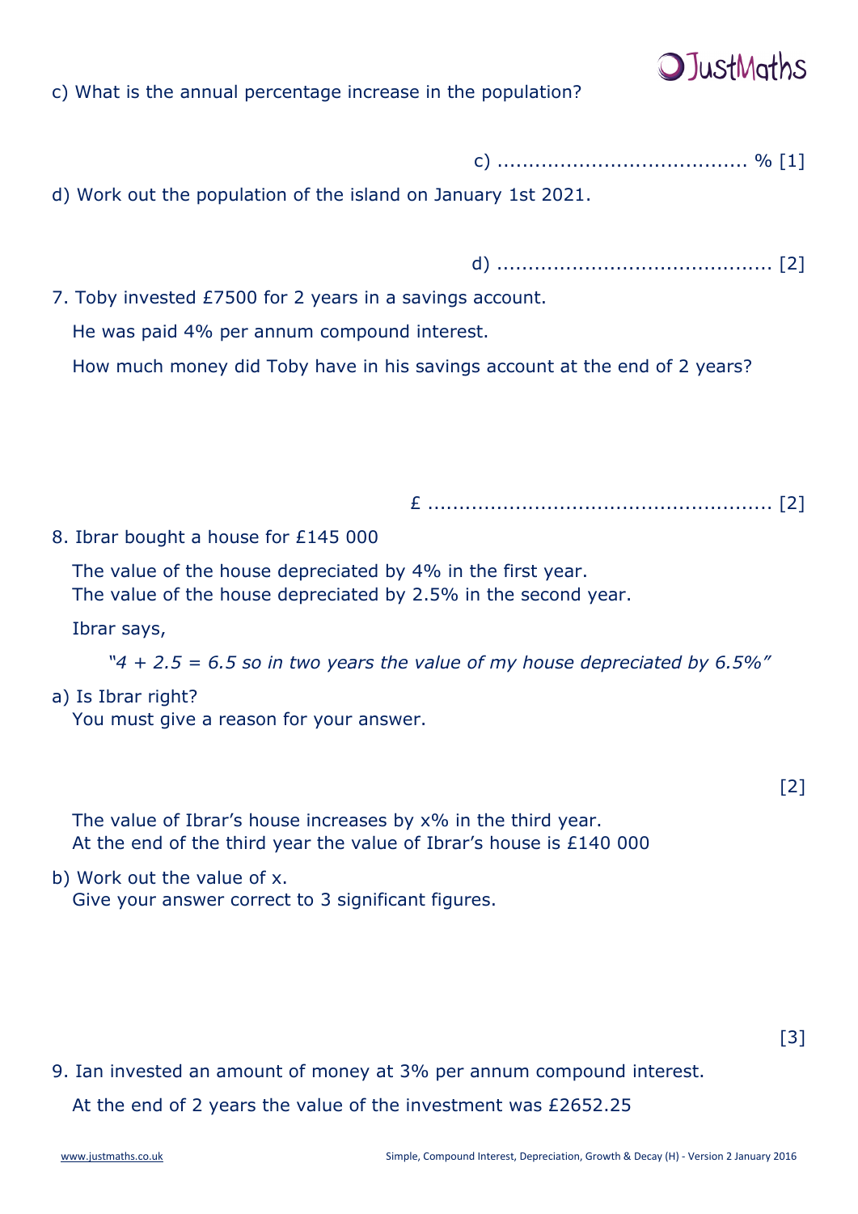c) What is the annual percentage increase in the population?

c) ....................................... % [1]

d) Work out the population of the island on January 1st 2021.

d) ........................................... [2]

7. Toby invested £7500 for 2 years in a savings account.

He was paid 4% per annum compound interest.

How much money did Toby have in his savings account at the end of 2 years?

£ ...................................................... [2]

8. Ibrar bought a house for £145 000

The value of the house depreciated by 4% in the first year.
The value of the house depreciated by 2.5% in the second year.

Ibrar says,

*"4 + 2.5 = 6.5 so in two years the value of my house depreciated by 6.5%"*

a) Is Ibrar right?
You must give a reason for your answer.

[2]

The value of Ibrar's house increases by x% in the third year.
At the end of the third year the value of Ibrar's house is £140 000

b) Work out the value of x.
Give your answer correct to 3 significant figures.

[3]

9. Ian invested an amount of money at 3% per annum compound interest.

At the end of 2 years the value of the investment was £2652.25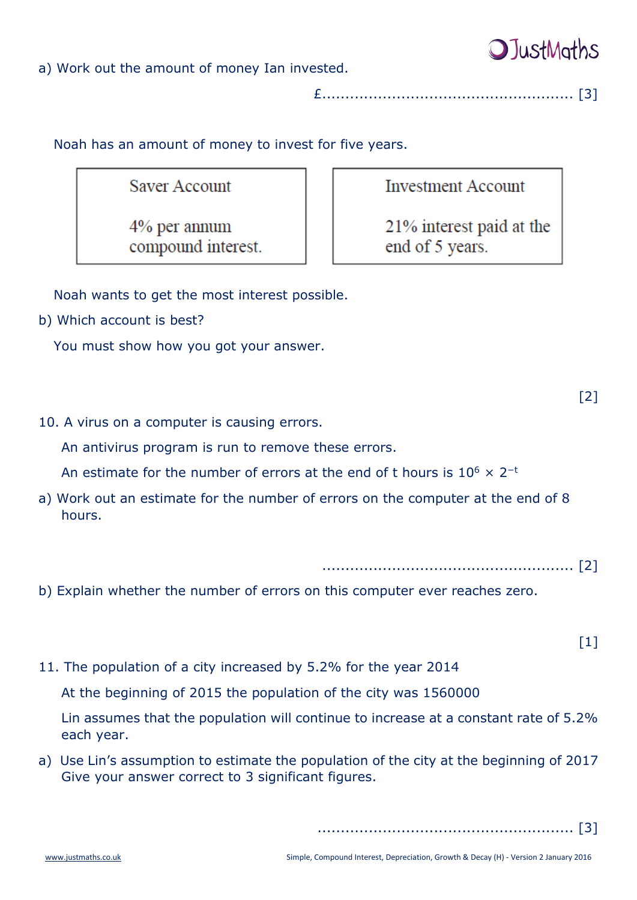a) Work out the amount of money Ian invested.

£.................................................... [3]

Noah has an amount of money to invest for five years.

| Saver Account | Investment Account |
| --- | --- |
| 4% per annum compound interest. | 21% interest paid at the end of 5 years. |

Noah wants to get the most interest possible.

b) Which account is best?

You must show how you got your answer.

[2]

10. A virus on a computer is causing errors.

An antivirus program is run to remove these errors.

An estimate for the number of errors at the end of t hours is $10^6 \times 2^{-t}$

a) Work out an estimate for the number of errors on the computer at the end of 8 hours.

.................................................... [2]

b) Explain whether the number of errors on this computer ever reaches zero.

[1]

11. The population of a city increased by 5.2% for the year 2014

At the beginning of 2015 the population of the city was 1560000

Lin assumes that the population will continue to increase at a constant rate of 5.2% each year.

a) Use Lin's assumption to estimate the population of the city at the beginning of 2017
Give your answer correct to 3 significant figures.

.................................................... [3]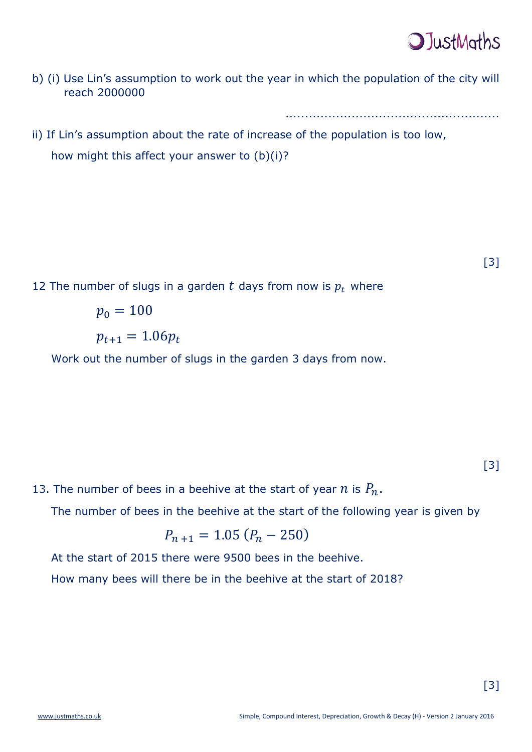b) (i) Use Lin's assumption to work out the year in which the population of the city will reach 2000000

.......................................................

ii) If Lin's assumption about the rate of increase of the population is too low, how might this affect your answer to (b)(i)?

[3]

12 The number of slugs in a garden $t$ days from now is $p_t$ where

$$p_0 = 100$$

$$p_{t+1} = 1.06p_t$$

Work out the number of slugs in the garden 3 days from now.

[3]

13. The number of bees in a beehive at the start of year $n$ is $P_n$.

The number of bees in the beehive at the start of the following year is given by

$$P_{n+1} = 1.05\,(P_n - 250)$$

At the start of 2015 there were 9500 bees in the beehive.

How many bees will there be in the beehive at the start of 2018?

[3]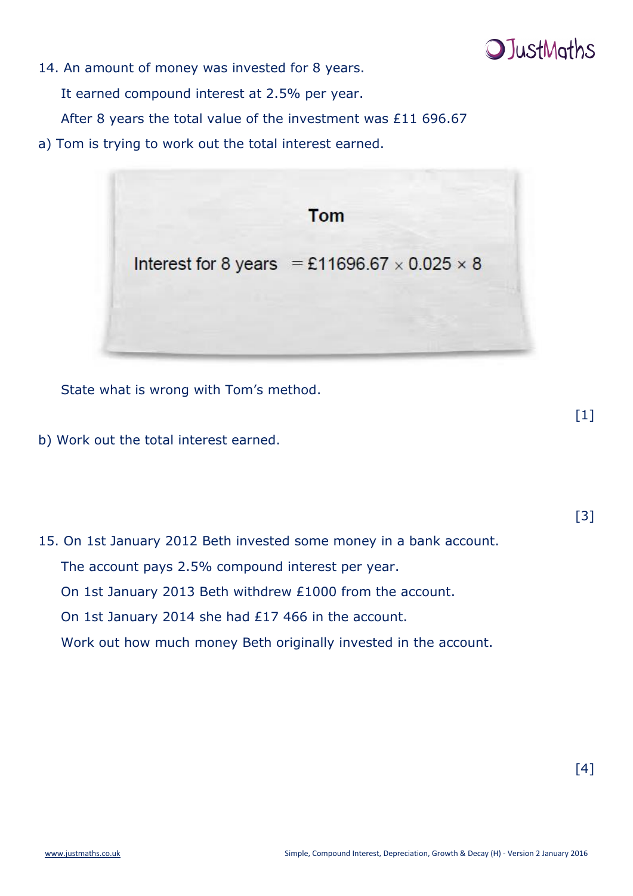14. An amount of money was invested for 8 years.

 It earned compound interest at 2.5% per year.

 After 8 years the total value of the investment was £11 696.67

a) Tom is trying to work out the total interest earned.

**Tom**

Interest for 8 years $= £11696.67 \times 0.025 \times 8$

 State what is wrong with Tom's method.

[1]

b) Work out the total interest earned.

[3]

15. On 1st January 2012 Beth invested some money in a bank account.

 The account pays 2.5% compound interest per year.

 On 1st January 2013 Beth withdrew £1000 from the account.

 On 1st January 2014 she had £17 466 in the account.

 Work out how much money Beth originally invested in the account.

[4]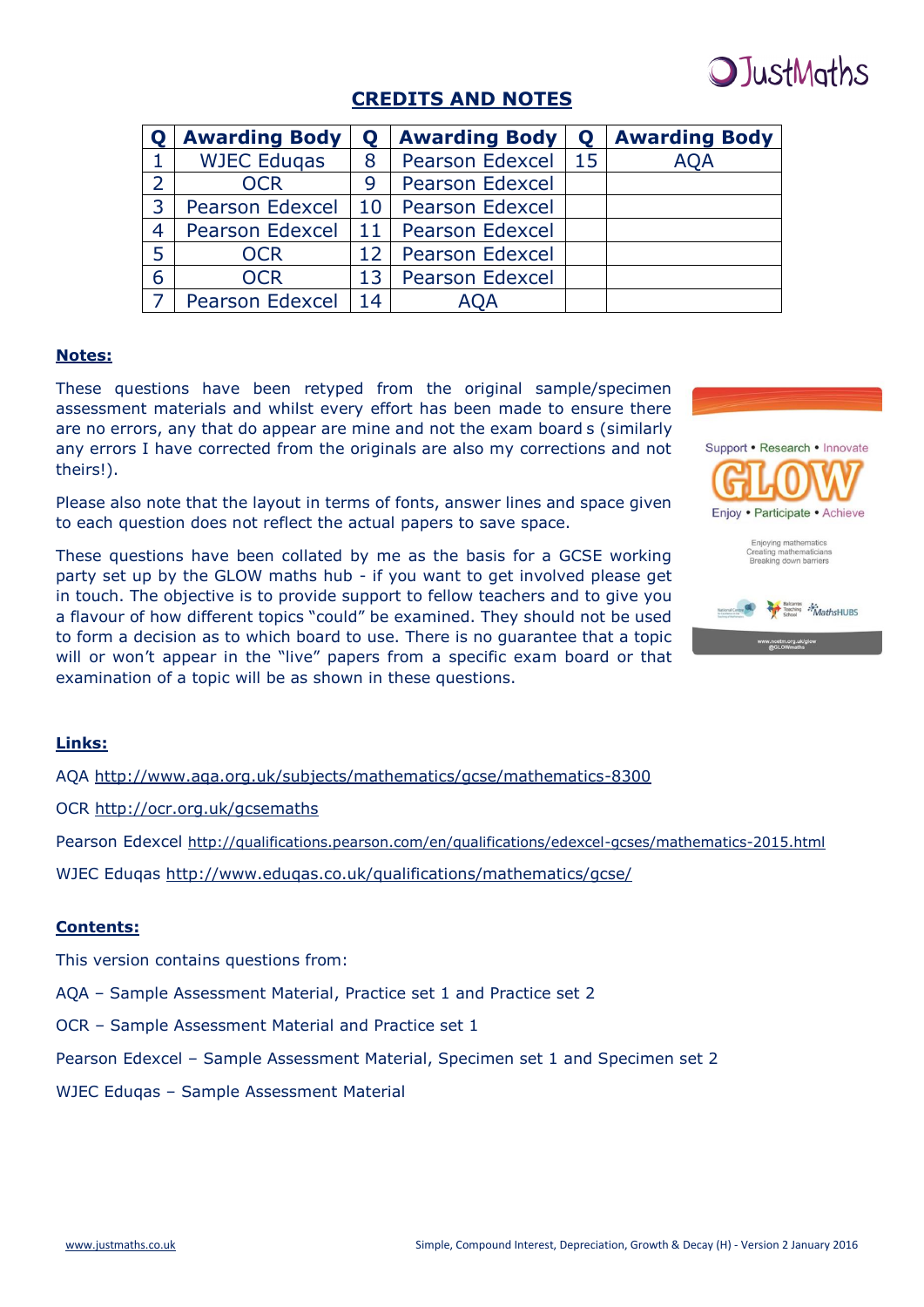## CREDITS AND NOTES

| Q | Awarding Body | Q | Awarding Body | Q | Awarding Body |
|---|---|---|---|---|---|
| 1 | WJEC Eduqas | 8 | Pearson Edexcel | 15 | AQA |
| 2 | OCR | 9 | Pearson Edexcel | | |
| 3 | Pearson Edexcel | 10 | Pearson Edexcel | | |
| 4 | Pearson Edexcel | 11 | Pearson Edexcel | | |
| 5 | OCR | 12 | Pearson Edexcel | | |
| 6 | OCR | 13 | Pearson Edexcel | | |
| 7 | Pearson Edexcel | 14 | AQA | | |

### Notes:

These questions have been retyped from the original sample/specimen assessment materials and whilst every effort has been made to ensure there are no errors, any that do appear are mine and not the exam board s (similarly any errors I have corrected from the originals are also my corrections and not theirs!).

Please also note that the layout in terms of fonts, answer lines and space given to each question does not reflect the actual papers to save space.

These questions have been collated by me as the basis for a GCSE working party set up by the GLOW maths hub - if you want to get involved please get in touch. The objective is to provide support to fellow teachers and to give you a flavour of how different topics "could" be examined. They should not be used to form a decision as to which board to use. There is no guarantee that a topic will or won't appear in the "live" papers from a specific exam board or that examination of a topic will be as shown in these questions.

### Links:

AQA http://www.aqa.org.uk/subjects/mathematics/gcse/mathematics-8300

OCR http://ocr.org.uk/gcsemaths

Pearson Edexcel http://qualifications.pearson.com/en/qualifications/edexcel-gcses/mathematics-2015.html

WJEC Eduqas http://www.eduqas.co.uk/qualifications/mathematics/gcse/

### Contents:

This version contains questions from:

AQA – Sample Assessment Material, Practice set 1 and Practice set 2

OCR – Sample Assessment Material and Practice set 1

Pearson Edexcel – Sample Assessment Material, Specimen set 1 and Specimen set 2

WJEC Eduqas – Sample Assessment Material